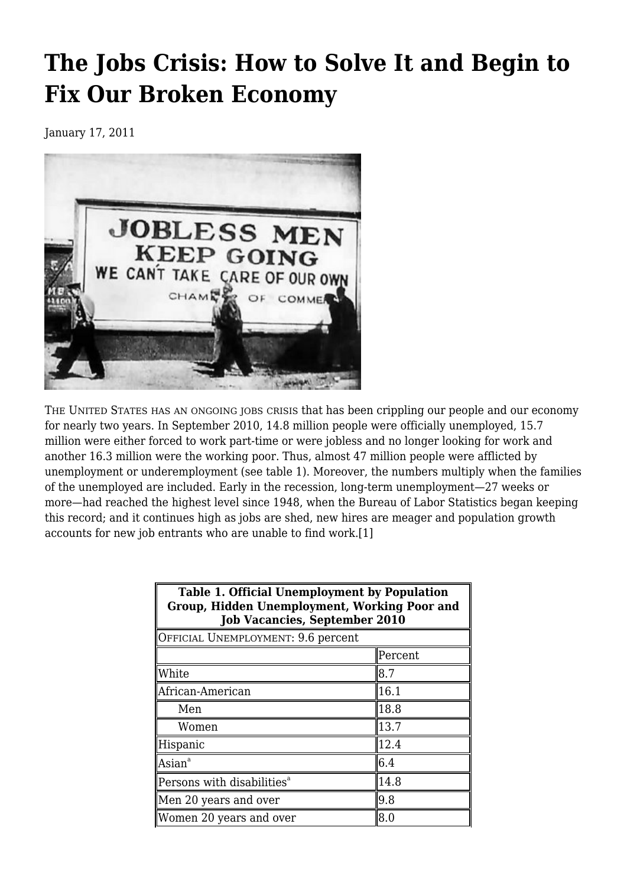# The Jobs Crisis: How to Solve It and Begin to Fix Our Broken Economy

January 17, 2011

THE UNITED STATES HAS AN ONGOING JOBS CRISIS that has been crippling our people and our economy for nearly two years. In September 2010, 14.8 million people were officially unemployed, 15.7 million were either forced to work part-time or were jobless and no longer looking for work and another 16.3 million were the working poor. Thus, almost 47 million people were afflicted by unemployment or underemployment (see table 1). Moreover, the numbers multiply when the families of the unemployed are included. Early in the recession, long-term unemployment—27 weeks or more—had reached the highest level since 1948, when the Bureau of Labor Statistics began keeping this record; and it continues high as jobs are shed, new hires are meager and population growth accounts for new job entrants who are unable to find work.[1]

| **Table 1. Official Unemployment by Population Group, Hidden Unemployment, Working Poor and Job Vacancies, September 2010** | |
|---|---|
| OFFICIAL UNEMPLOYMENT: 9.6 percent | |
| | Percent |
| White | 8.7 |
| African-American | 16.1 |
| Men | 18.8 |
| Women | 13.7 |
| Hispanic | 12.4 |
| Asian[a] | 6.4 |
| Persons with disabilities[a] | 14.8 |
| Men 20 years and over | 9.8 |
| Women 20 years and over | 8.0 |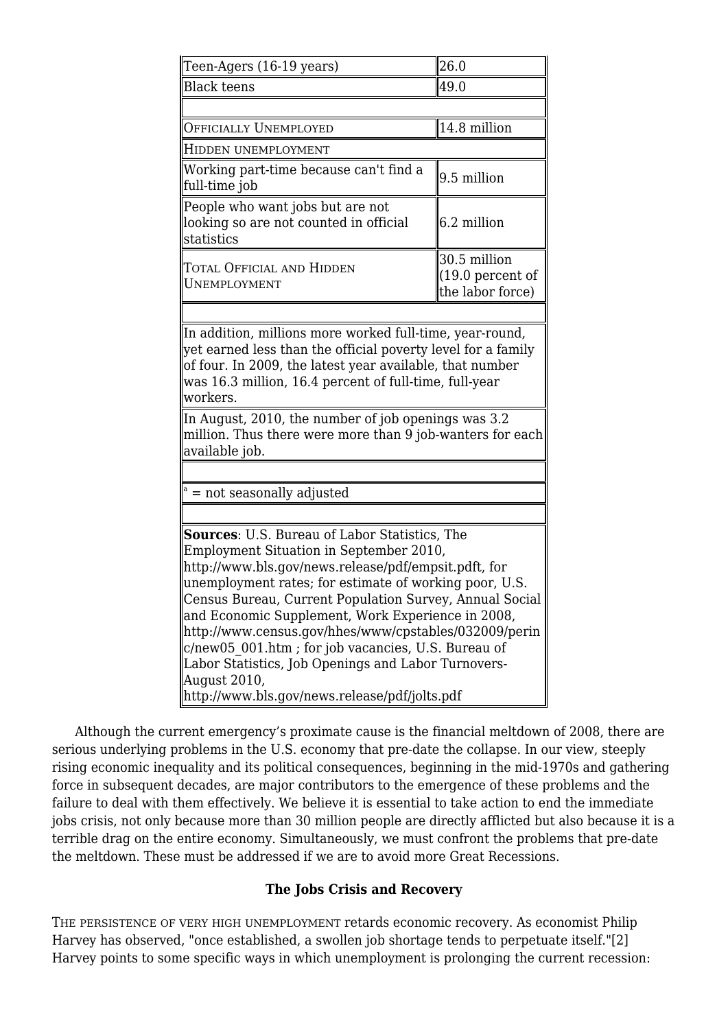| | |
|---|---|
| Teen-Agers (16-19 years) | 26.0 |
| Black teens | 49.0 |
| | |
| OFFICIALLY UNEMPLOYED | 14.8 million |
| HIDDEN UNEMPLOYMENT | |
| Working part-time because can't find a full-time job | 9.5 million |
| People who want jobs but are not looking so are not counted in official statistics | 6.2 million |
| TOTAL OFFICIAL AND HIDDEN UNEMPLOYMENT | 30.5 million (19.0 percent of the labor force) |
| | |
| In addition, millions more worked full-time, year-round, yet earned less than the official poverty level for a family of four. In 2009, the latest year available, that number was 16.3 million, 16.4 percent of full-time, full-year workers. | |
| In August, 2010, the number of job openings was 3.2 million. Thus there were more than 9 job-wanters for each available job. | |
| | |
| [a] = not seasonally adjusted | |
| | |
| **Sources**: U.S. Bureau of Labor Statistics, The Employment Situation in September 2010, http://www.bls.gov/news.release/pdf/empsit.pdft, for unemployment rates; for estimate of working poor, U.S. Census Bureau, Current Population Survey, Annual Social and Economic Supplement, Work Experience in 2008, http://www.census.gov/hhes/www/cpstables/032009/perinc/new05_001.htm ; for job vacancies, U.S. Bureau of Labor Statistics, Job Openings and Labor Turnovers-August 2010, http://www.bls.gov/news.release/pdf/jolts.pdf | |

Although the current emergency's proximate cause is the financial meltdown of 2008, there are serious underlying problems in the U.S. economy that pre-date the collapse. In our view, steeply rising economic inequality and its political consequences, beginning in the mid-1970s and gathering force in subsequent decades, are major contributors to the emergence of these problems and the failure to deal with them effectively. We believe it is essential to take action to end the immediate jobs crisis, not only because more than 30 million people are directly afflicted but also because it is a terrible drag on the entire economy. Simultaneously, we must confront the problems that pre-date the meltdown. These must be addressed if we are to avoid more Great Recessions.

### The Jobs Crisis and Recovery

THE PERSISTENCE OF VERY HIGH UNEMPLOYMENT retards economic recovery. As economist Philip Harvey has observed, "once established, a swollen job shortage tends to perpetuate itself."[2] Harvey points to some specific ways in which unemployment is prolonging the current recession: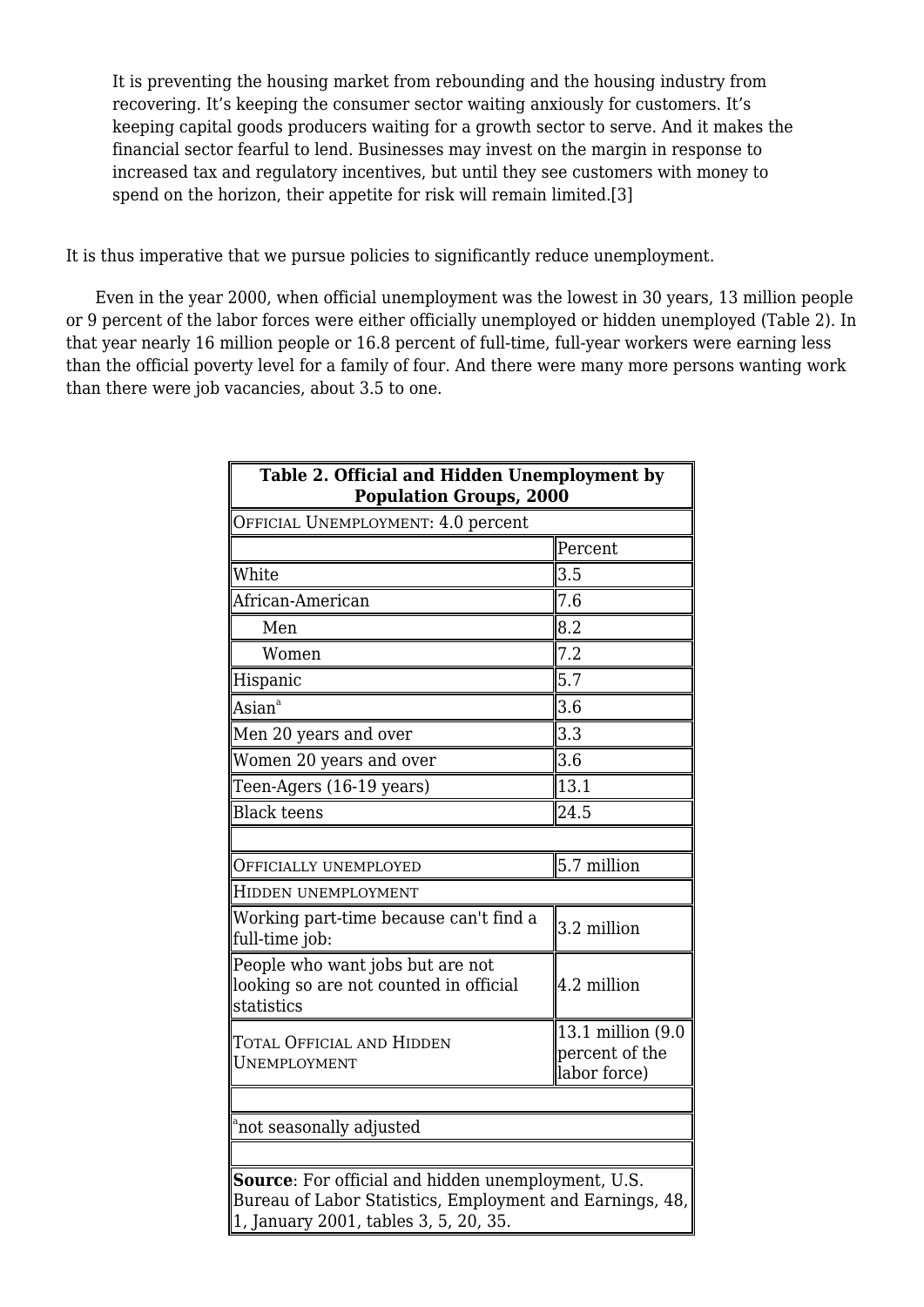> It is preventing the housing market from rebounding and the housing industry from recovering. It's keeping the consumer sector waiting anxiously for customers. It's keeping capital goods producers waiting for a growth sector to serve. And it makes the financial sector fearful to lend. Businesses may invest on the margin in response to increased tax and regulatory incentives, but until they see customers with money to spend on the horizon, their appetite for risk will remain limited.[3]

It is thus imperative that we pursue policies to significantly reduce unemployment.

Even in the year 2000, when official unemployment was the lowest in 30 years, 13 million people or 9 percent of the labor forces were either officially unemployed or hidden unemployed (Table 2). In that year nearly 16 million people or 16.8 percent of full-time, full-year workers were earning less than the official poverty level for a family of four. And there were many more persons wanting work than there were job vacancies, about 3.5 to one.

| **Table 2. Official and Hidden Unemployment by Population Groups, 2000** | |
|---|---|
| OFFICIAL UNEMPLOYMENT: 4.0 percent | |
| | Percent |
| White | 3.5 |
| African-American | 7.6 |
| Men | 8.2 |
| Women | 7.2 |
| Hispanic | 5.7 |
| Asian[a] | 3.6 |
| Men 20 years and over | 3.3 |
| Women 20 years and over | 3.6 |
| Teen-Agers (16-19 years) | 13.1 |
| Black teens | 24.5 |
| | |
| OFFICIALLY UNEMPLOYED | 5.7 million |
| HIDDEN UNEMPLOYMENT | |
| Working part-time because can't find a full-time job: | 3.2 million |
| People who want jobs but are not looking so are not counted in official statistics | 4.2 million |
| TOTAL OFFICIAL AND HIDDEN UNEMPLOYMENT | 13.1 million (9.0 percent of the labor force) |
| | |
| [a]not seasonally adjusted | |
| | |
| **Source**: For official and hidden unemployment, U.S. Bureau of Labor Statistics, Employment and Earnings, 48, 1, January 2001, tables 3, 5, 20, 35. | |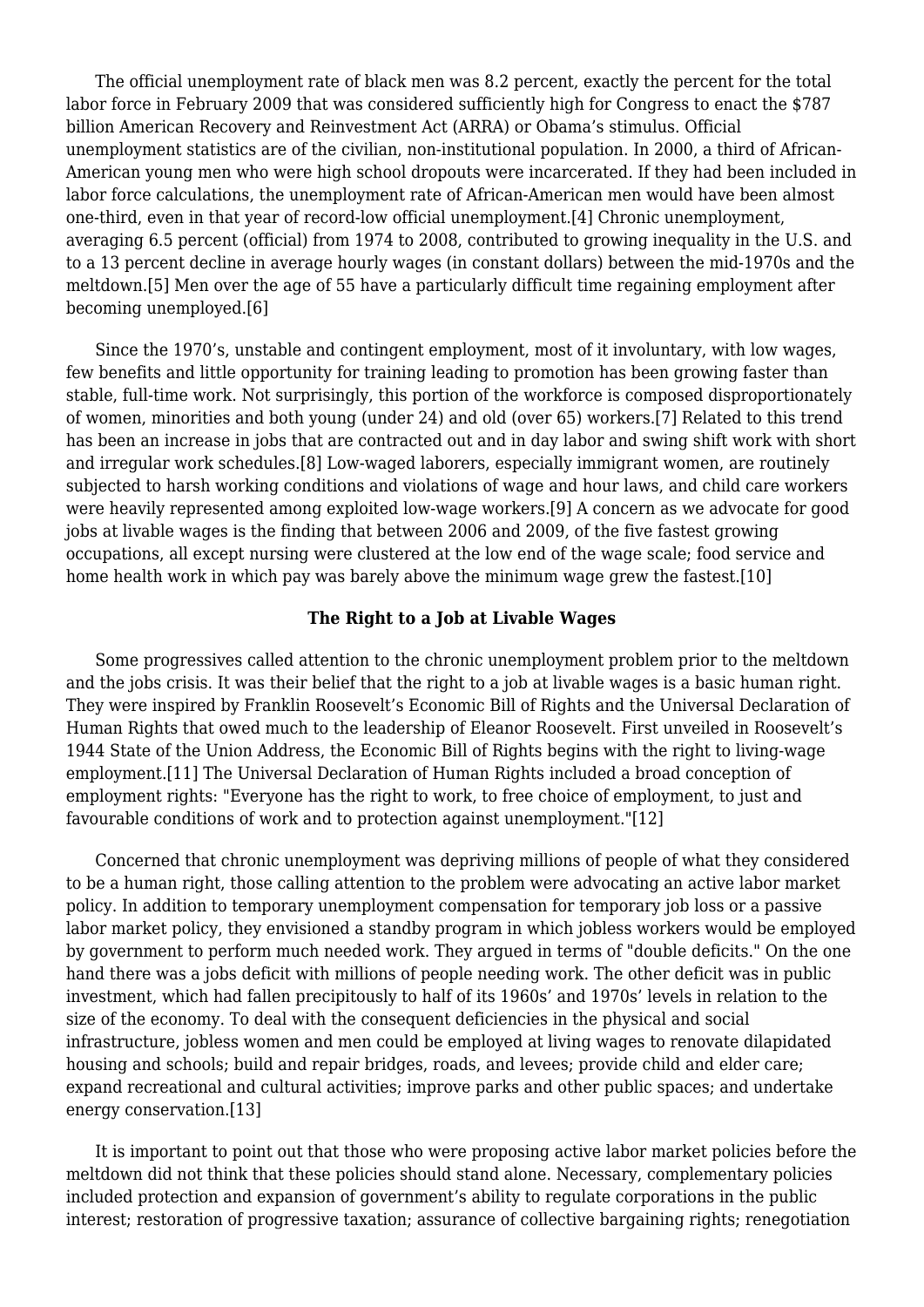The official unemployment rate of black men was 8.2 percent, exactly the percent for the total labor force in February 2009 that was considered sufficiently high for Congress to enact the $787 billion American Recovery and Reinvestment Act (ARRA) or Obama's stimulus. Official unemployment statistics are of the civilian, non-institutional population. In 2000, a third of African-American young men who were high school dropouts were incarcerated. If they had been included in labor force calculations, the unemployment rate of African-American men would have been almost one-third, even in that year of record-low official unemployment.[4] Chronic unemployment, averaging 6.5 percent (official) from 1974 to 2008, contributed to growing inequality in the U.S. and to a 13 percent decline in average hourly wages (in constant dollars) between the mid-1970s and the meltdown.[5] Men over the age of 55 have a particularly difficult time regaining employment after becoming unemployed.[6]

Since the 1970's, unstable and contingent employment, most of it involuntary, with low wages, few benefits and little opportunity for training leading to promotion has been growing faster than stable, full-time work. Not surprisingly, this portion of the workforce is composed disproportionately of women, minorities and both young (under 24) and old (over 65) workers.[7] Related to this trend has been an increase in jobs that are contracted out and in day labor and swing shift work with short and irregular work schedules.[8] Low-waged laborers, especially immigrant women, are routinely subjected to harsh working conditions and violations of wage and hour laws, and child care workers were heavily represented among exploited low-wage workers.[9] A concern as we advocate for good jobs at livable wages is the finding that between 2006 and 2009, of the five fastest growing occupations, all except nursing were clustered at the low end of the wage scale; food service and home health work in which pay was barely above the minimum wage grew the fastest.[10]

### The Right to a Job at Livable Wages

Some progressives called attention to the chronic unemployment problem prior to the meltdown and the jobs crisis. It was their belief that the right to a job at livable wages is a basic human right. They were inspired by Franklin Roosevelt's Economic Bill of Rights and the Universal Declaration of Human Rights that owed much to the leadership of Eleanor Roosevelt. First unveiled in Roosevelt's 1944 State of the Union Address, the Economic Bill of Rights begins with the right to living-wage employment.[11] The Universal Declaration of Human Rights included a broad conception of employment rights: "Everyone has the right to work, to free choice of employment, to just and favourable conditions of work and to protection against unemployment."[12]

Concerned that chronic unemployment was depriving millions of people of what they considered to be a human right, those calling attention to the problem were advocating an active labor market policy. In addition to temporary unemployment compensation for temporary job loss or a passive labor market policy, they envisioned a standby program in which jobless workers would be employed by government to perform much needed work. They argued in terms of "double deficits." On the one hand there was a jobs deficit with millions of people needing work. The other deficit was in public investment, which had fallen precipitously to half of its 1960s' and 1970s' levels in relation to the size of the economy. To deal with the consequent deficiencies in the physical and social infrastructure, jobless women and men could be employed at living wages to renovate dilapidated housing and schools; build and repair bridges, roads, and levees; provide child and elder care; expand recreational and cultural activities; improve parks and other public spaces; and undertake energy conservation.[13]

It is important to point out that those who were proposing active labor market policies before the meltdown did not think that these policies should stand alone. Necessary, complementary policies included protection and expansion of government's ability to regulate corporations in the public interest; restoration of progressive taxation; assurance of collective bargaining rights; renegotiation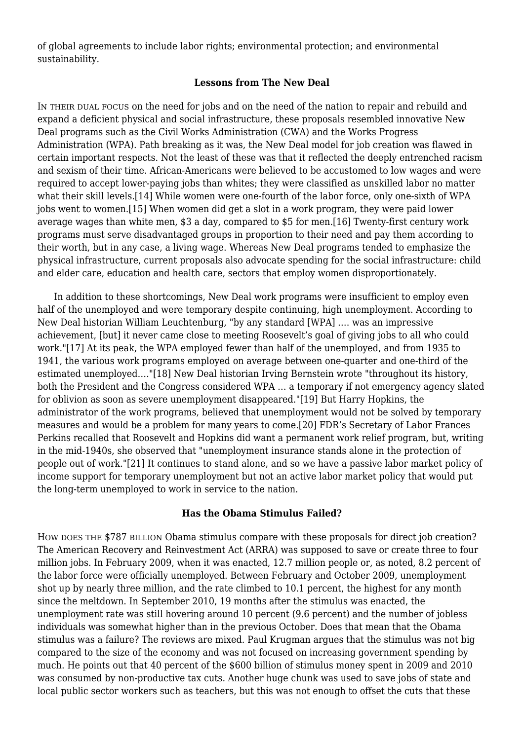of global agreements to include labor rights; environmental protection; and environmental sustainability.

### Lessons from The New Deal

IN THEIR DUAL FOCUS on the need for jobs and on the need of the nation to repair and rebuild and expand a deficient physical and social infrastructure, these proposals resembled innovative New Deal programs such as the Civil Works Administration (CWA) and the Works Progress Administration (WPA). Path breaking as it was, the New Deal model for job creation was flawed in certain important respects. Not the least of these was that it reflected the deeply entrenched racism and sexism of their time. African-Americans were believed to be accustomed to low wages and were required to accept lower-paying jobs than whites; they were classified as unskilled labor no matter what their skill levels.[14] While women were one-fourth of the labor force, only one-sixth of WPA jobs went to women.[15] When women did get a slot in a work program, they were paid lower average wages than white men, $3 a day, compared to $5 for men.[16] Twenty-first century work programs must serve disadvantaged groups in proportion to their need and pay them according to their worth, but in any case, a living wage. Whereas New Deal programs tended to emphasize the physical infrastructure, current proposals also advocate spending for the social infrastructure: child and elder care, education and health care, sectors that employ women disproportionately.

In addition to these shortcomings, New Deal work programs were insufficient to employ even half of the unemployed and were temporary despite continuing, high unemployment. According to New Deal historian William Leuchtenburg, "by any standard [WPA] .... was an impressive achievement, [but] it never came close to meeting Roosevelt's goal of giving jobs to all who could work."[17] At its peak, the WPA employed fewer than half of the unemployed, and from 1935 to 1941, the various work programs employed on average between one-quarter and one-third of the estimated unemployed...."[18] New Deal historian Irving Bernstein wrote "throughout its history, both the President and the Congress considered WPA ... a temporary if not emergency agency slated for oblivion as soon as severe unemployment disappeared."[19] But Harry Hopkins, the administrator of the work programs, believed that unemployment would not be solved by temporary measures and would be a problem for many years to come.[20] FDR's Secretary of Labor Frances Perkins recalled that Roosevelt and Hopkins did want a permanent work relief program, but, writing in the mid-1940s, she observed that "unemployment insurance stands alone in the protection of people out of work."[21] It continues to stand alone, and so we have a passive labor market policy of income support for temporary unemployment but not an active labor market policy that would put the long-term unemployed to work in service to the nation.

### Has the Obama Stimulus Failed?

HOW DOES THE $787 BILLION Obama stimulus compare with these proposals for direct job creation? The American Recovery and Reinvestment Act (ARRA) was supposed to save or create three to four million jobs. In February 2009, when it was enacted, 12.7 million people or, as noted, 8.2 percent of the labor force were officially unemployed. Between February and October 2009, unemployment shot up by nearly three million, and the rate climbed to 10.1 percent, the highest for any month since the meltdown. In September 2010, 19 months after the stimulus was enacted, the unemployment rate was still hovering around 10 percent (9.6 percent) and the number of jobless individuals was somewhat higher than in the previous October. Does that mean that the Obama stimulus was a failure? The reviews are mixed. Paul Krugman argues that the stimulus was not big compared to the size of the economy and was not focused on increasing government spending by much. He points out that 40 percent of the $600 billion of stimulus money spent in 2009 and 2010 was consumed by non-productive tax cuts. Another huge chunk was used to save jobs of state and local public sector workers such as teachers, but this was not enough to offset the cuts that these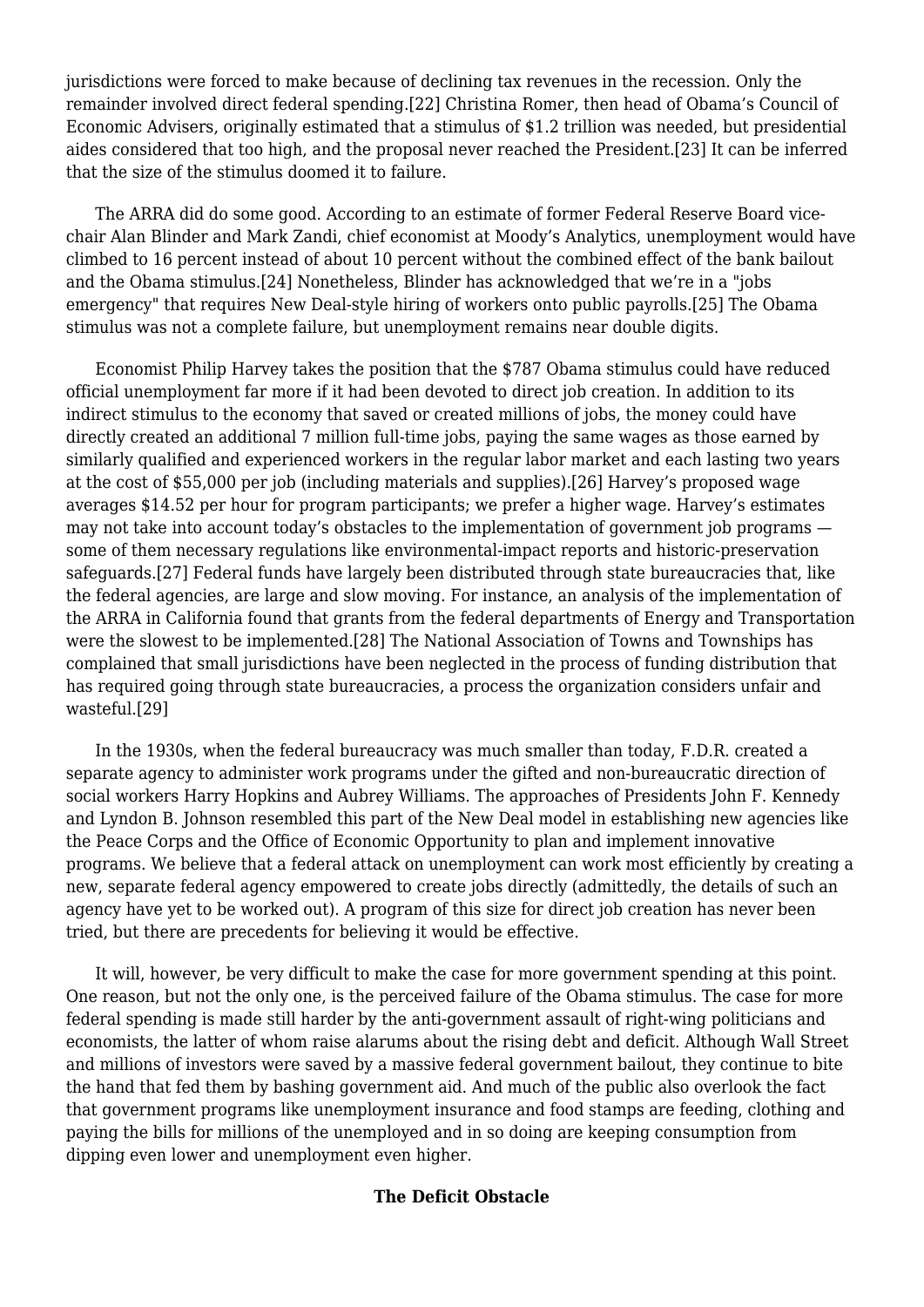jurisdictions were forced to make because of declining tax revenues in the recession. Only the remainder involved direct federal spending.[22] Christina Romer, then head of Obama's Council of Economic Advisers, originally estimated that a stimulus of $1.2 trillion was needed, but presidential aides considered that too high, and the proposal never reached the President.[23] It can be inferred that the size of the stimulus doomed it to failure.

The ARRA did do some good. According to an estimate of former Federal Reserve Board vice-chair Alan Blinder and Mark Zandi, chief economist at Moody's Analytics, unemployment would have climbed to 16 percent instead of about 10 percent without the combined effect of the bank bailout and the Obama stimulus.[24] Nonetheless, Blinder has acknowledged that we're in a "jobs emergency" that requires New Deal-style hiring of workers onto public payrolls.[25] The Obama stimulus was not a complete failure, but unemployment remains near double digits.

Economist Philip Harvey takes the position that the $787 Obama stimulus could have reduced official unemployment far more if it had been devoted to direct job creation. In addition to its indirect stimulus to the economy that saved or created millions of jobs, the money could have directly created an additional 7 million full-time jobs, paying the same wages as those earned by similarly qualified and experienced workers in the regular labor market and each lasting two years at the cost of $55,000 per job (including materials and supplies).[26] Harvey's proposed wage averages $14.52 per hour for program participants; we prefer a higher wage. Harvey's estimates may not take into account today's obstacles to the implementation of government job programs — some of them necessary regulations like environmental-impact reports and historic-preservation safeguards.[27] Federal funds have largely been distributed through state bureaucracies that, like the federal agencies, are large and slow moving. For instance, an analysis of the implementation of the ARRA in California found that grants from the federal departments of Energy and Transportation were the slowest to be implemented.[28] The National Association of Towns and Townships has complained that small jurisdictions have been neglected in the process of funding distribution that has required going through state bureaucracies, a process the organization considers unfair and wasteful.[29]

In the 1930s, when the federal bureaucracy was much smaller than today, F.D.R. created a separate agency to administer work programs under the gifted and non-bureaucratic direction of social workers Harry Hopkins and Aubrey Williams. The approaches of Presidents John F. Kennedy and Lyndon B. Johnson resembled this part of the New Deal model in establishing new agencies like the Peace Corps and the Office of Economic Opportunity to plan and implement innovative programs. We believe that a federal attack on unemployment can work most efficiently by creating a new, separate federal agency empowered to create jobs directly (admittedly, the details of such an agency have yet to be worked out). A program of this size for direct job creation has never been tried, but there are precedents for believing it would be effective.

It will, however, be very difficult to make the case for more government spending at this point. One reason, but not the only one, is the perceived failure of the Obama stimulus. The case for more federal spending is made still harder by the anti-government assault of right-wing politicians and economists, the latter of whom raise alarums about the rising debt and deficit. Although Wall Street and millions of investors were saved by a massive federal government bailout, they continue to bite the hand that fed them by bashing government aid. And much of the public also overlook the fact that government programs like unemployment insurance and food stamps are feeding, clothing and paying the bills for millions of the unemployed and in so doing are keeping consumption from dipping even lower and unemployment even higher.

## The Deficit Obstacle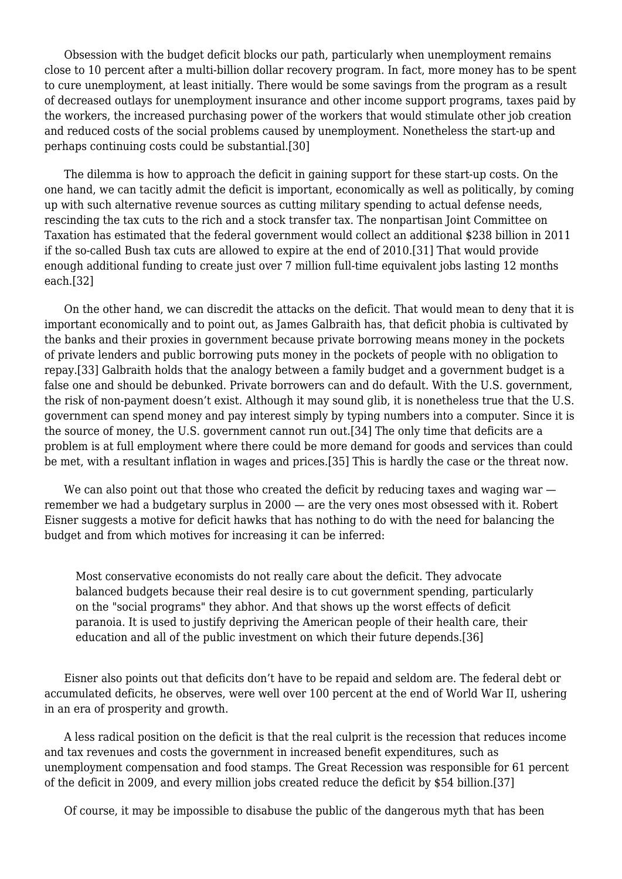Obsession with the budget deficit blocks our path, particularly when unemployment remains close to 10 percent after a multi-billion dollar recovery program. In fact, more money has to be spent to cure unemployment, at least initially. There would be some savings from the program as a result of decreased outlays for unemployment insurance and other income support programs, taxes paid by the workers, the increased purchasing power of the workers that would stimulate other job creation and reduced costs of the social problems caused by unemployment. Nonetheless the start-up and perhaps continuing costs could be substantial.[30]

The dilemma is how to approach the deficit in gaining support for these start-up costs. On the one hand, we can tacitly admit the deficit is important, economically as well as politically, by coming up with such alternative revenue sources as cutting military spending to actual defense needs, rescinding the tax cuts to the rich and a stock transfer tax. The nonpartisan Joint Committee on Taxation has estimated that the federal government would collect an additional $238 billion in 2011 if the so-called Bush tax cuts are allowed to expire at the end of 2010.[31] That would provide enough additional funding to create just over 7 million full-time equivalent jobs lasting 12 months each.[32]

On the other hand, we can discredit the attacks on the deficit. That would mean to deny that it is important economically and to point out, as James Galbraith has, that deficit phobia is cultivated by the banks and their proxies in government because private borrowing means money in the pockets of private lenders and public borrowing puts money in the pockets of people with no obligation to repay.[33] Galbraith holds that the analogy between a family budget and a government budget is a false one and should be debunked. Private borrowers can and do default. With the U.S. government, the risk of non-payment doesn't exist. Although it may sound glib, it is nonetheless true that the U.S. government can spend money and pay interest simply by typing numbers into a computer. Since it is the source of money, the U.S. government cannot run out.[34] The only time that deficits are a problem is at full employment where there could be more demand for goods and services than could be met, with a resultant inflation in wages and prices.[35] This is hardly the case or the threat now.

We can also point out that those who created the deficit by reducing taxes and waging war — remember we had a budgetary surplus in 2000 — are the very ones most obsessed with it. Robert Eisner suggests a motive for deficit hawks that has nothing to do with the need for balancing the budget and from which motives for increasing it can be inferred:

> Most conservative economists do not really care about the deficit. They advocate balanced budgets because their real desire is to cut government spending, particularly on the "social programs" they abhor. And that shows up the worst effects of deficit paranoia. It is used to justify depriving the American people of their health care, their education and all of the public investment on which their future depends.[36]

Eisner also points out that deficits don't have to be repaid and seldom are. The federal debt or accumulated deficits, he observes, were well over 100 percent at the end of World War II, ushering in an era of prosperity and growth.

A less radical position on the deficit is that the real culprit is the recession that reduces income and tax revenues and costs the government in increased benefit expenditures, such as unemployment compensation and food stamps. The Great Recession was responsible for 61 percent of the deficit in 2009, and every million jobs created reduce the deficit by $54 billion.[37]

Of course, it may be impossible to disabuse the public of the dangerous myth that has been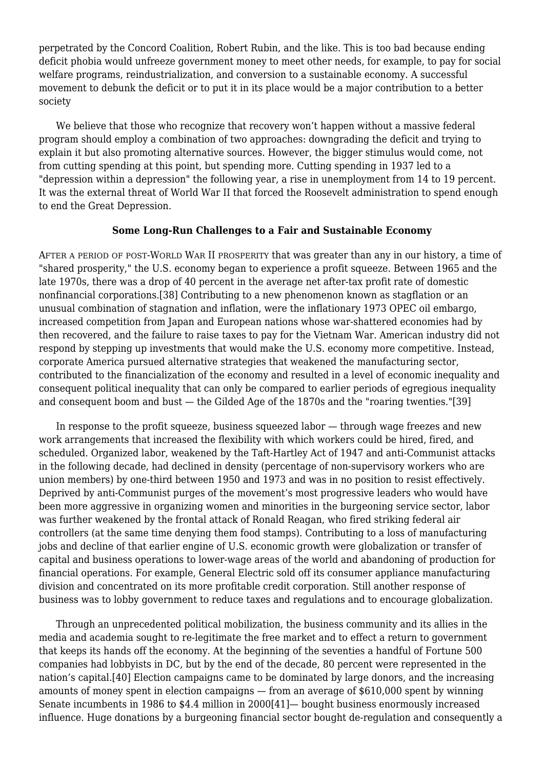perpetrated by the Concord Coalition, Robert Rubin, and the like. This is too bad because ending deficit phobia would unfreeze government money to meet other needs, for example, to pay for social welfare programs, reindustrialization, and conversion to a sustainable economy. A successful movement to debunk the deficit or to put it in its place would be a major contribution to a better society

We believe that those who recognize that recovery won't happen without a massive federal program should employ a combination of two approaches: downgrading the deficit and trying to explain it but also promoting alternative sources. However, the bigger stimulus would come, not from cutting spending at this point, but spending more. Cutting spending in 1937 led to a "depression within a depression" the following year, a rise in unemployment from 14 to 19 percent. It was the external threat of World War II that forced the Roosevelt administration to spend enough to end the Great Depression.

## Some Long-Run Challenges to a Fair and Sustainable Economy

AFTER A PERIOD OF POST-WORLD WAR II PROSPERITY that was greater than any in our history, a time of "shared prosperity," the U.S. economy began to experience a profit squeeze. Between 1965 and the late 1970s, there was a drop of 40 percent in the average net after-tax profit rate of domestic nonfinancial corporations.[38] Contributing to a new phenomenon known as stagflation or an unusual combination of stagnation and inflation, were the inflationary 1973 OPEC oil embargo, increased competition from Japan and European nations whose war-shattered economies had by then recovered, and the failure to raise taxes to pay for the Vietnam War. American industry did not respond by stepping up investments that would make the U.S. economy more competitive. Instead, corporate America pursued alternative strategies that weakened the manufacturing sector, contributed to the financialization of the economy and resulted in a level of economic inequality and consequent political inequality that can only be compared to earlier periods of egregious inequality and consequent boom and bust — the Gilded Age of the 1870s and the "roaring twenties."[39]

In response to the profit squeeze, business squeezed labor — through wage freezes and new work arrangements that increased the flexibility with which workers could be hired, fired, and scheduled. Organized labor, weakened by the Taft-Hartley Act of 1947 and anti-Communist attacks in the following decade, had declined in density (percentage of non-supervisory workers who are union members) by one-third between 1950 and 1973 and was in no position to resist effectively. Deprived by anti-Communist purges of the movement's most progressive leaders who would have been more aggressive in organizing women and minorities in the burgeoning service sector, labor was further weakened by the frontal attack of Ronald Reagan, who fired striking federal air controllers (at the same time denying them food stamps). Contributing to a loss of manufacturing jobs and decline of that earlier engine of U.S. economic growth were globalization or transfer of capital and business operations to lower-wage areas of the world and abandoning of production for financial operations. For example, General Electric sold off its consumer appliance manufacturing division and concentrated on its more profitable credit corporation. Still another response of business was to lobby government to reduce taxes and regulations and to encourage globalization.

Through an unprecedented political mobilization, the business community and its allies in the media and academia sought to re-legitimate the free market and to effect a return to government that keeps its hands off the economy. At the beginning of the seventies a handful of Fortune 500 companies had lobbyists in DC, but by the end of the decade, 80 percent were represented in the nation's capital.[40] Election campaigns came to be dominated by large donors, and the increasing amounts of money spent in election campaigns — from an average of $610,000 spent by winning Senate incumbents in 1986 to $4.4 million in 2000[41]— bought business enormously increased influence. Huge donations by a burgeoning financial sector bought de-regulation and consequently a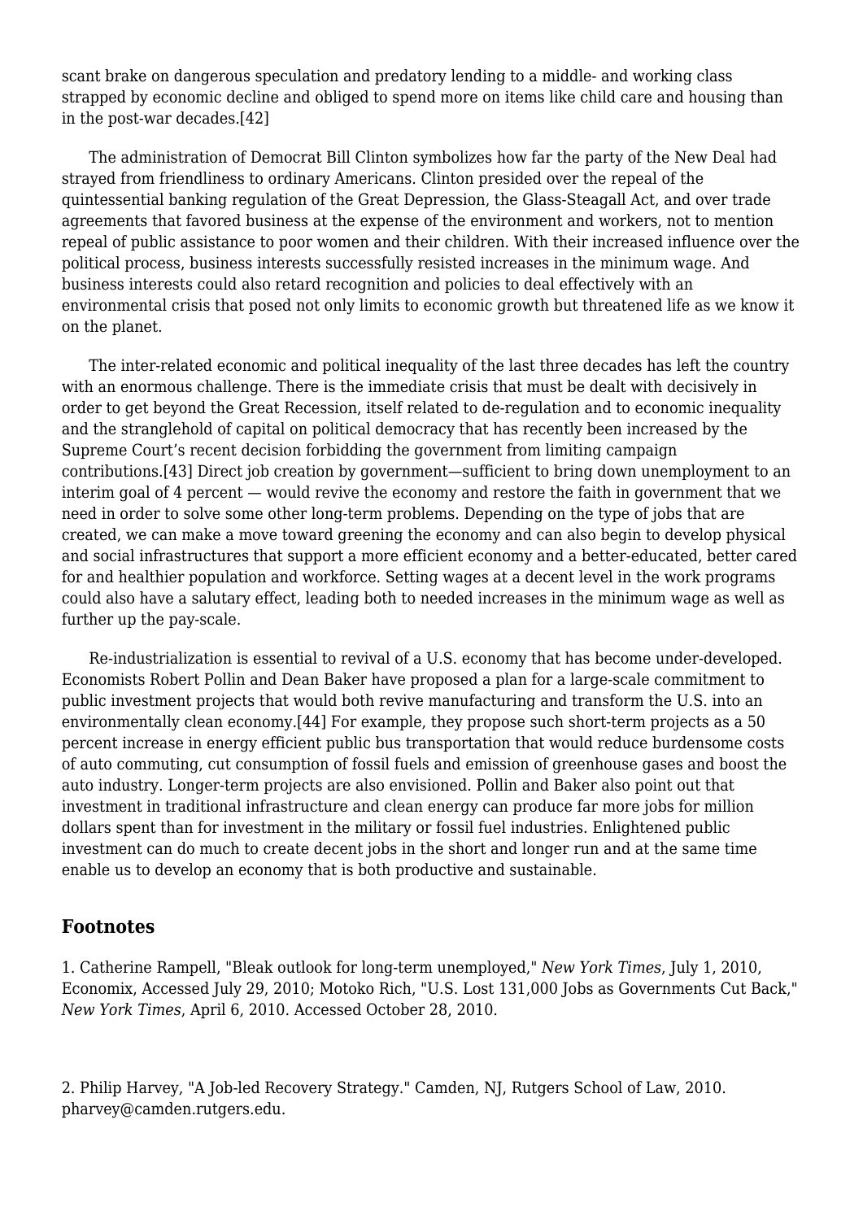scant brake on dangerous speculation and predatory lending to a middle- and working class strapped by economic decline and obliged to spend more on items like child care and housing than in the post-war decades.[42]

The administration of Democrat Bill Clinton symbolizes how far the party of the New Deal had strayed from friendliness to ordinary Americans. Clinton presided over the repeal of the quintessential banking regulation of the Great Depression, the Glass-Steagall Act, and over trade agreements that favored business at the expense of the environment and workers, not to mention repeal of public assistance to poor women and their children. With their increased influence over the political process, business interests successfully resisted increases in the minimum wage. And business interests could also retard recognition and policies to deal effectively with an environmental crisis that posed not only limits to economic growth but threatened life as we know it on the planet.

The inter-related economic and political inequality of the last three decades has left the country with an enormous challenge. There is the immediate crisis that must be dealt with decisively in order to get beyond the Great Recession, itself related to de-regulation and to economic inequality and the stranglehold of capital on political democracy that has recently been increased by the Supreme Court's recent decision forbidding the government from limiting campaign contributions.[43] Direct job creation by government—sufficient to bring down unemployment to an interim goal of 4 percent — would revive the economy and restore the faith in government that we need in order to solve some other long-term problems. Depending on the type of jobs that are created, we can make a move toward greening the economy and can also begin to develop physical and social infrastructures that support a more efficient economy and a better-educated, better cared for and healthier population and workforce. Setting wages at a decent level in the work programs could also have a salutary effect, leading both to needed increases in the minimum wage as well as further up the pay-scale.

Re-industrialization is essential to revival of a U.S. economy that has become under-developed. Economists Robert Pollin and Dean Baker have proposed a plan for a large-scale commitment to public investment projects that would both revive manufacturing and transform the U.S. into an environmentally clean economy.[44] For example, they propose such short-term projects as a 50 percent increase in energy efficient public bus transportation that would reduce burdensome costs of auto commuting, cut consumption of fossil fuels and emission of greenhouse gases and boost the auto industry. Longer-term projects are also envisioned. Pollin and Baker also point out that investment in traditional infrastructure and clean energy can produce far more jobs for million dollars spent than for investment in the military or fossil fuel industries. Enlightened public investment can do much to create decent jobs in the short and longer run and at the same time enable us to develop an economy that is both productive and sustainable.

## Footnotes

1. Catherine Rampell, "Bleak outlook for long-term unemployed," *New York Times*, July 1, 2010, Economix, Accessed July 29, 2010; Motoko Rich, "U.S. Lost 131,000 Jobs as Governments Cut Back," *New York Times*, April 6, 2010. Accessed October 28, 2010.

2. Philip Harvey, "A Job-led Recovery Strategy." Camden, NJ, Rutgers School of Law, 2010. pharvey@camden.rutgers.edu.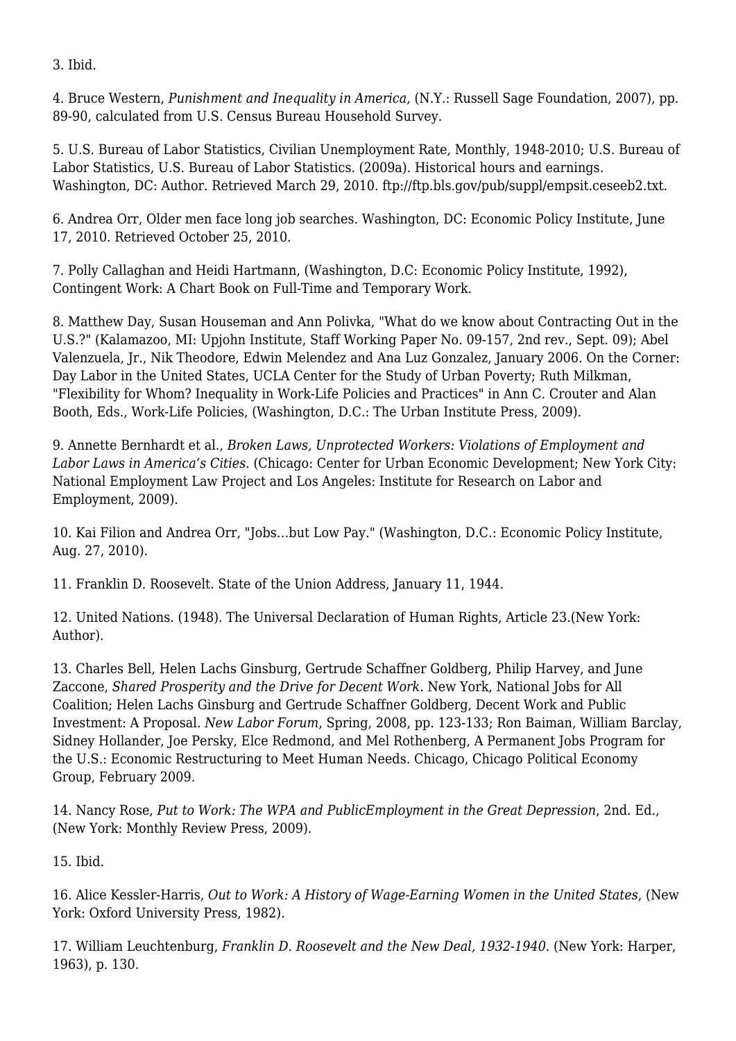3. Ibid.

4. Bruce Western, *Punishment and Inequality in America*, (N.Y.: Russell Sage Foundation, 2007), pp. 89-90, calculated from U.S. Census Bureau Household Survey.

5. U.S. Bureau of Labor Statistics, Civilian Unemployment Rate, Monthly, 1948-2010; U.S. Bureau of Labor Statistics, U.S. Bureau of Labor Statistics. (2009a). Historical hours and earnings. Washington, DC: Author. Retrieved March 29, 2010. ftp://ftp.bls.gov/pub/suppl/empsit.ceseeb2.txt.

6. Andrea Orr, Older men face long job searches. Washington, DC: Economic Policy Institute, June 17, 2010. Retrieved October 25, 2010.

7. Polly Callaghan and Heidi Hartmann, (Washington, D.C: Economic Policy Institute, 1992), Contingent Work: A Chart Book on Full-Time and Temporary Work.

8. Matthew Day, Susan Houseman and Ann Polivka, "What do we know about Contracting Out in the U.S.?" (Kalamazoo, MI: Upjohn Institute, Staff Working Paper No. 09-157, 2nd rev., Sept. 09); Abel Valenzuela, Jr., Nik Theodore, Edwin Melendez and Ana Luz Gonzalez, January 2006. On the Corner: Day Labor in the United States, UCLA Center for the Study of Urban Poverty; Ruth Milkman, "Flexibility for Whom? Inequality in Work-Life Policies and Practices" in Ann C. Crouter and Alan Booth, Eds., Work-Life Policies, (Washington, D.C.: The Urban Institute Press, 2009).

9. Annette Bernhardt et al., *Broken Laws, Unprotected Workers: Violations of Employment and Labor Laws in America's Cities*. (Chicago: Center for Urban Economic Development; New York City: National Employment Law Project and Los Angeles: Institute for Research on Labor and Employment, 2009).

10. Kai Filion and Andrea Orr, "Jobs…but Low Pay." (Washington, D.C.: Economic Policy Institute, Aug. 27, 2010).

11. Franklin D. Roosevelt. State of the Union Address, January 11, 1944.

12. United Nations. (1948). The Universal Declaration of Human Rights, Article 23.(New York: Author).

13. Charles Bell, Helen Lachs Ginsburg, Gertrude Schaffner Goldberg, Philip Harvey, and June Zaccone, *Shared Prosperity and the Drive for Decent Work*. New York, National Jobs for All Coalition; Helen Lachs Ginsburg and Gertrude Schaffner Goldberg, Decent Work and Public Investment: A Proposal. *New Labor Forum*, Spring, 2008, pp. 123-133; Ron Baiman, William Barclay, Sidney Hollander, Joe Persky, Elce Redmond, and Mel Rothenberg, A Permanent Jobs Program for the U.S.: Economic Restructuring to Meet Human Needs. Chicago, Chicago Political Economy Group, February 2009.

14. Nancy Rose, *Put to Work: The WPA and PublicEmployment in the Great Depression*, 2nd. Ed., (New York: Monthly Review Press, 2009).

15. Ibid.

16. Alice Kessler-Harris, *Out to Work: A History of Wage-Earning Women in the United States*, (New York: Oxford University Press, 1982).

17. William Leuchtenburg, *Franklin D. Roosevelt and the New Deal, 1932-1940*. (New York: Harper, 1963), p. 130.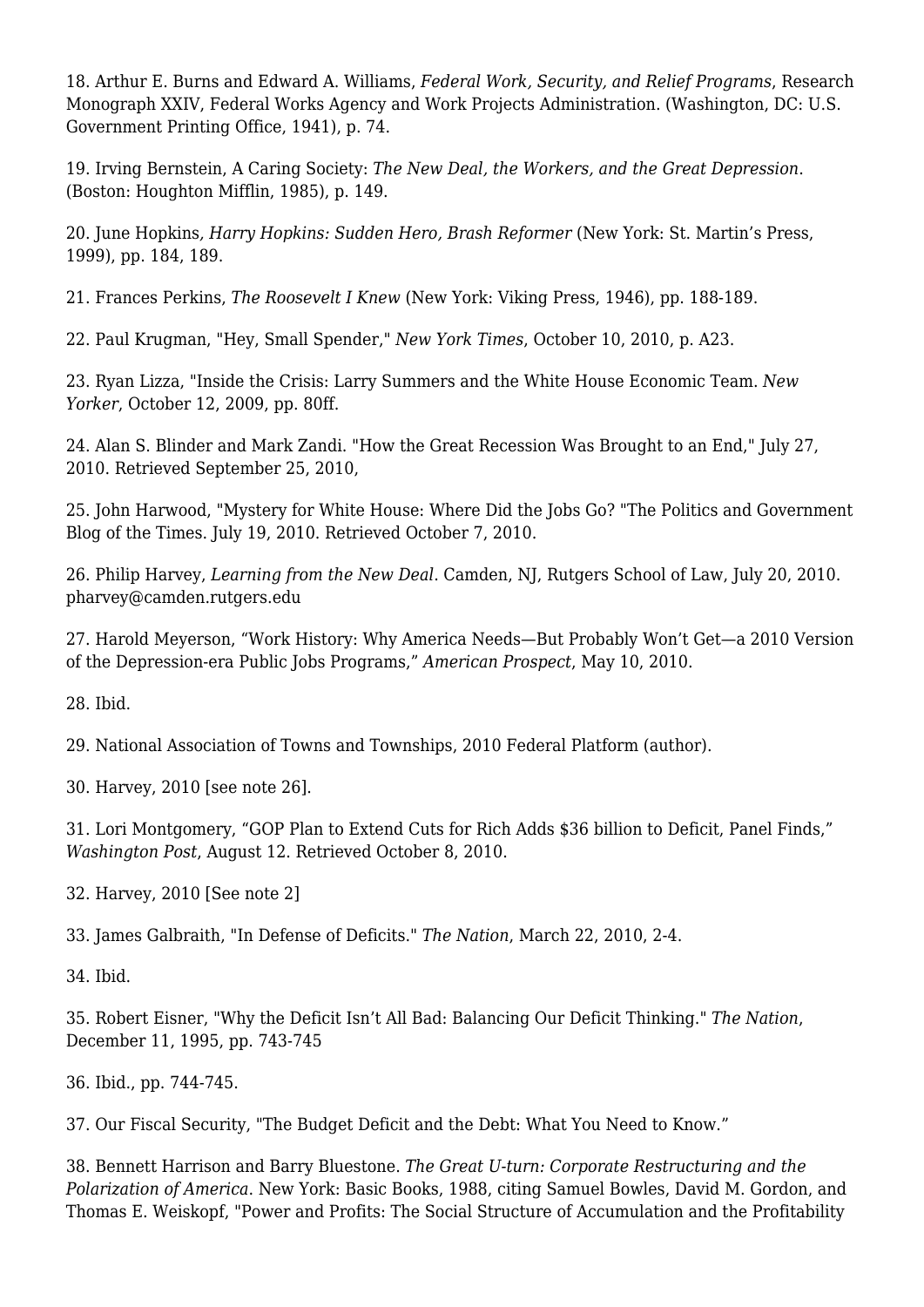18. Arthur E. Burns and Edward A. Williams, *Federal Work, Security, and Relief Programs*, Research Monograph XXIV, Federal Works Agency and Work Projects Administration. (Washington, DC: U.S. Government Printing Office, 1941), p. 74.

19. Irving Bernstein, A Caring Society: *The New Deal, the Workers, and the Great Depression*. (Boston: Houghton Mifflin, 1985), p. 149.

20. June Hopkins*, Harry Hopkins: Sudden Hero, Brash Reformer* (New York: St. Martin's Press, 1999), pp. 184, 189.

21. Frances Perkins, *The Roosevelt I Knew* (New York: Viking Press, 1946), pp. 188-189.

22. Paul Krugman, "Hey, Small Spender," *New York Times*, October 10, 2010, p. A23.

23. Ryan Lizza, "Inside the Crisis: Larry Summers and the White House Economic Team. *New Yorker*, October 12, 2009, pp. 80ff.

24. Alan S. Blinder and Mark Zandi. "How the Great Recession Was Brought to an End," July 27, 2010. Retrieved September 25, 2010,

25. John Harwood, "Mystery for White House: Where Did the Jobs Go? "The Politics and Government Blog of the Times. July 19, 2010. Retrieved October 7, 2010.

26. Philip Harvey, *Learning from the New Deal*. Camden, NJ, Rutgers School of Law, July 20, 2010. pharvey@camden.rutgers.edu

27. Harold Meyerson, "Work History: Why America Needs—But Probably Won't Get—a 2010 Version of the Depression-era Public Jobs Programs," *American Prospect*, May 10, 2010.

28. Ibid.

29. National Association of Towns and Townships, 2010 Federal Platform (author).

30. Harvey, 2010 [see note 26].

31. Lori Montgomery, "GOP Plan to Extend Cuts for Rich Adds $36 billion to Deficit, Panel Finds," *Washington Post*, August 12. Retrieved October 8, 2010.

32. Harvey, 2010 [See note 2]

33. James Galbraith, "In Defense of Deficits." *The Nation*, March 22, 2010, 2-4.

34. Ibid.

35. Robert Eisner, "Why the Deficit Isn't All Bad: Balancing Our Deficit Thinking." *The Nation*, December 11, 1995, pp. 743-745

36. Ibid., pp. 744-745.

37. Our Fiscal Security, "The Budget Deficit and the Debt: What You Need to Know."

38. Bennett Harrison and Barry Bluestone. *The Great U-turn: Corporate Restructuring and the Polarization of America*. New York: Basic Books, 1988, citing Samuel Bowles, David M. Gordon, and Thomas E. Weiskopf, "Power and Profits: The Social Structure of Accumulation and the Profitability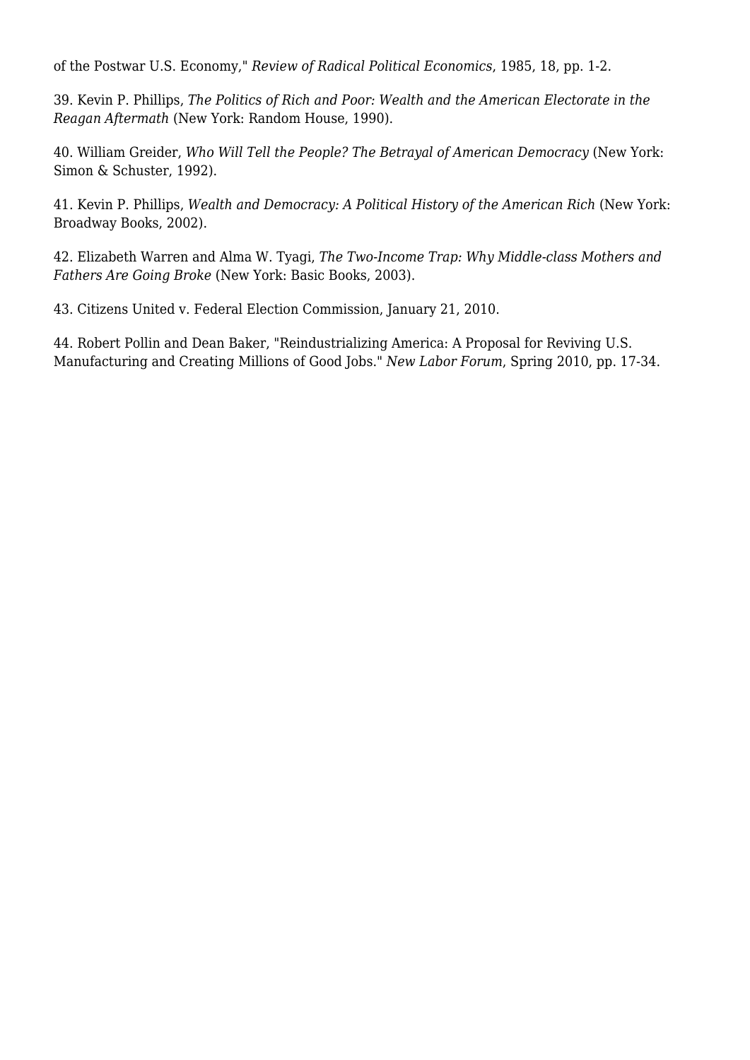of the Postwar U.S. Economy," *Review of Radical Political Economics*, 1985, 18, pp. 1-2.

39. Kevin P. Phillips, *The Politics of Rich and Poor: Wealth and the American Electorate in the Reagan Aftermath* (New York: Random House, 1990).

40. William Greider, *Who Will Tell the People? The Betrayal of American Democracy* (New York: Simon & Schuster, 1992).

41. Kevin P. Phillips, *Wealth and Democracy: A Political History of the American Rich* (New York: Broadway Books, 2002).

42. Elizabeth Warren and Alma W. Tyagi, *The Two-Income Trap: Why Middle-class Mothers and Fathers Are Going Broke* (New York: Basic Books, 2003).

43. Citizens United v. Federal Election Commission, January 21, 2010.

44. Robert Pollin and Dean Baker, "Reindustrializing America: A Proposal for Reviving U.S. Manufacturing and Creating Millions of Good Jobs." *New Labor Forum*, Spring 2010, pp. 17-34.